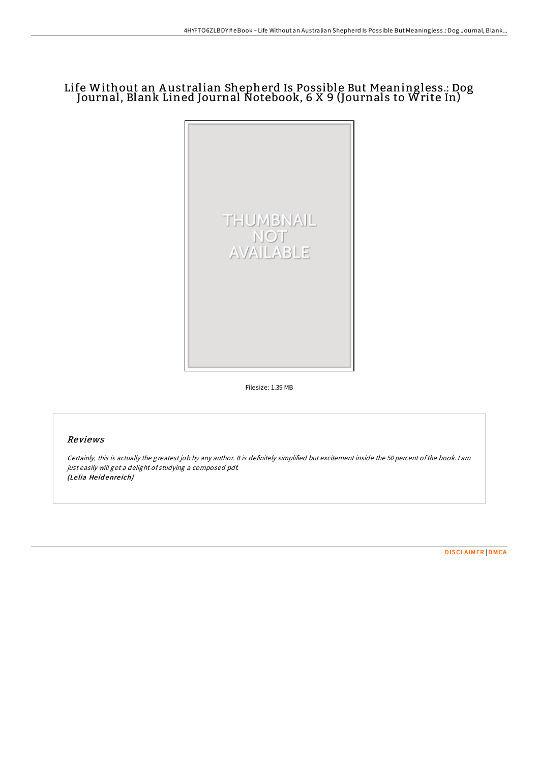# Life Without an Australian Shepherd Is Possible But Meaningless.: Dog Journal, Blank Lined Journal Notebook, 6 X 9 (Journals to Write In)

Filesize: 1.39 MB

## Reviews

*Certainly, this is actually the greatest job by any author. It is definitely simplified but excitement inside the 50 percent of the book. I am just easily will get a delight of studying a composed pdf.*
*(Lelia Heidenreich)*

DISCLAIMER | DMCA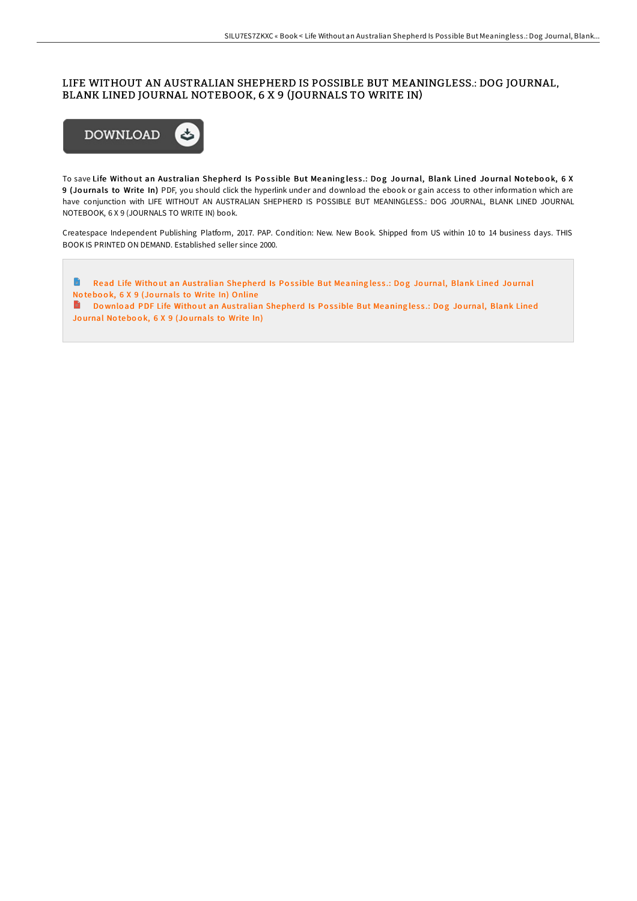# LIFE WITHOUT AN AUSTRALIAN SHEPHERD IS POSSIBLE BUT MEANINGLESS.: DOG JOURNAL, BLANK LINED JOURNAL NOTEBOOK, 6 X 9 (JOURNALS TO WRITE IN)

DOWNLOAD

To save **Life Without an Australian Shepherd Is Possible But Meaningless.: Dog Journal, Blank Lined Journal Notebook, 6 X 9 (Journals to Write In)** PDF, you should click the hyperlink under and download the ebook or gain access to other information which are have conjunction with LIFE WITHOUT AN AUSTRALIAN SHEPHERD IS POSSIBLE BUT MEANINGLESS.: DOG JOURNAL, BLANK LINED JOURNAL NOTEBOOK, 6 X 9 (JOURNALS TO WRITE IN) book.

Createspace Independent Publishing Platform, 2017. PAP. Condition: New. New Book. Shipped from US within 10 to 14 business days. THIS BOOK IS PRINTED ON DEMAND. Established seller since 2000.

Read Life Without an Australian Shepherd Is Possible But Meaningless.: Dog Journal, Blank Lined Journal Notebook, 6 X 9 (Journals to Write In) Online

Download PDF Life Without an Australian Shepherd Is Possible But Meaningless.: Dog Journal, Blank Lined Journal Notebook, 6 X 9 (Journals to Write In)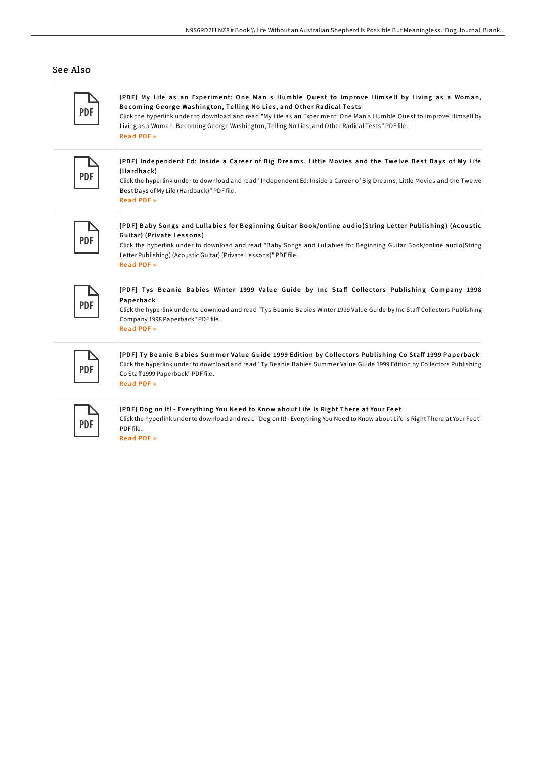## See Also

**[PDF] My Life as an Experiment: One Man s Humble Quest to Improve Himself by Living as a Woman, Becoming George Washington, Telling No Lies, and Other Radical Tests**

Click the hyperlink under to download and read "My Life as an Experiment: One Man s Humble Quest to Improve Himself by Living as a Woman, Becoming George Washington, Telling No Lies, and Other Radical Tests" PDF file.

Read PDF »

**[PDF] Independent Ed: Inside a Career of Big Dreams, Little Movies and the Twelve Best Days of My Life (Hardback)**

Click the hyperlink under to download and read "Independent Ed: Inside a Career of Big Dreams, Little Movies and the Twelve Best Days of My Life (Hardback)" PDF file.

Read PDF »

**[PDF] Baby Songs and Lullabies for Beginning Guitar Book/online audio(String Letter Publishing) (Acoustic Guitar) (Private Lessons)**

Click the hyperlink under to download and read "Baby Songs and Lullabies for Beginning Guitar Book/online audio(String Letter Publishing) (Acoustic Guitar) (Private Lessons)" PDF file.

Read PDF »

**[PDF] Tys Beanie Babies Winter 1999 Value Guide by Inc Staff Collectors Publishing Company 1998 Paperback**

Click the hyperlink under to download and read "Tys Beanie Babies Winter 1999 Value Guide by Inc Staff Collectors Publishing Company 1998 Paperback" PDF file.

Read PDF »

**[PDF] Ty Beanie Babies Summer Value Guide 1999 Edition by Collectors Publishing Co Staff 1999 Paperback**

Click the hyperlink under to download and read "Ty Beanie Babies Summer Value Guide 1999 Edition by Collectors Publishing Co Staff 1999 Paperback" PDF file.

Read PDF »

**[PDF] Dog on It! - Everything You Need to Know about Life Is Right There at Your Feet**

Click the hyperlink under to download and read "Dog on It! - Everything You Need to Know about Life Is Right There at Your Feet" PDF file.

Read PDF »